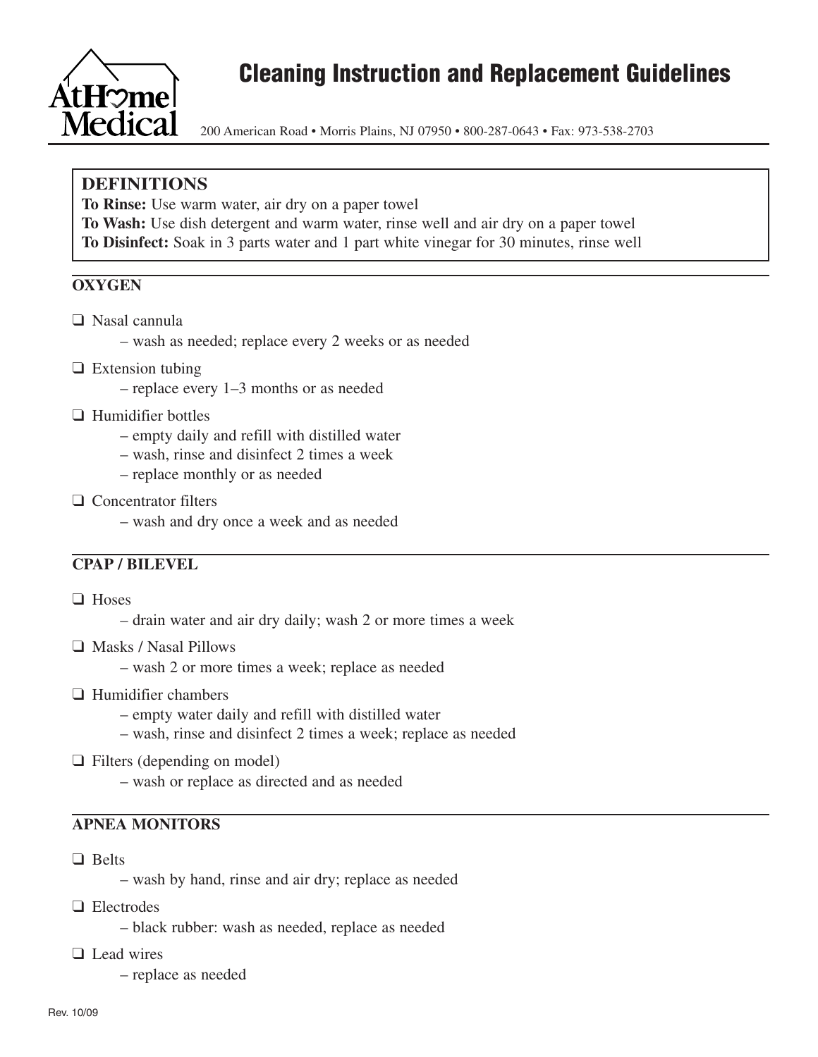# Cleaning Instruction and Replacement Guidelines

AtHome Medical

200 American Road • Morris Plains, NJ 07950 • 800-287-0643 • Fax: 973-538-2703

## DEFINITIONS

**To Rinse:** Use warm water, air dry on a paper towel

**To Wash:** Use dish detergent and warm water, rinse well and air dry on a paper towel

**To Disinfect:** Soak in 3 parts water and 1 part white vinegar for 30 minutes, rinse well

## OXYGEN

- ❑ Nasal cannula
  - wash as needed; replace every 2 weeks or as needed
- ❑ Extension tubing
  - replace every 1–3 months or as needed
- ❑ Humidifier bottles
  - empty daily and refill with distilled water
  - wash, rinse and disinfect 2 times a week
  - replace monthly or as needed
- ❑ Concentrator filters
  - wash and dry once a week and as needed

## CPAP / BILEVEL

- ❑ Hoses
  - drain water and air dry daily; wash 2 or more times a week
- ❑ Masks / Nasal Pillows
  - wash 2 or more times a week; replace as needed
- ❑ Humidifier chambers
  - empty water daily and refill with distilled water
  - wash, rinse and disinfect 2 times a week; replace as needed
- ❑ Filters (depending on model)
  - wash or replace as directed and as needed

## APNEA MONITORS

- ❑ Belts
  - wash by hand, rinse and air dry; replace as needed
- ❑ Electrodes
  - black rubber: wash as needed, replace as needed
- ❑ Lead wires
  - replace as needed

Rev. 10/09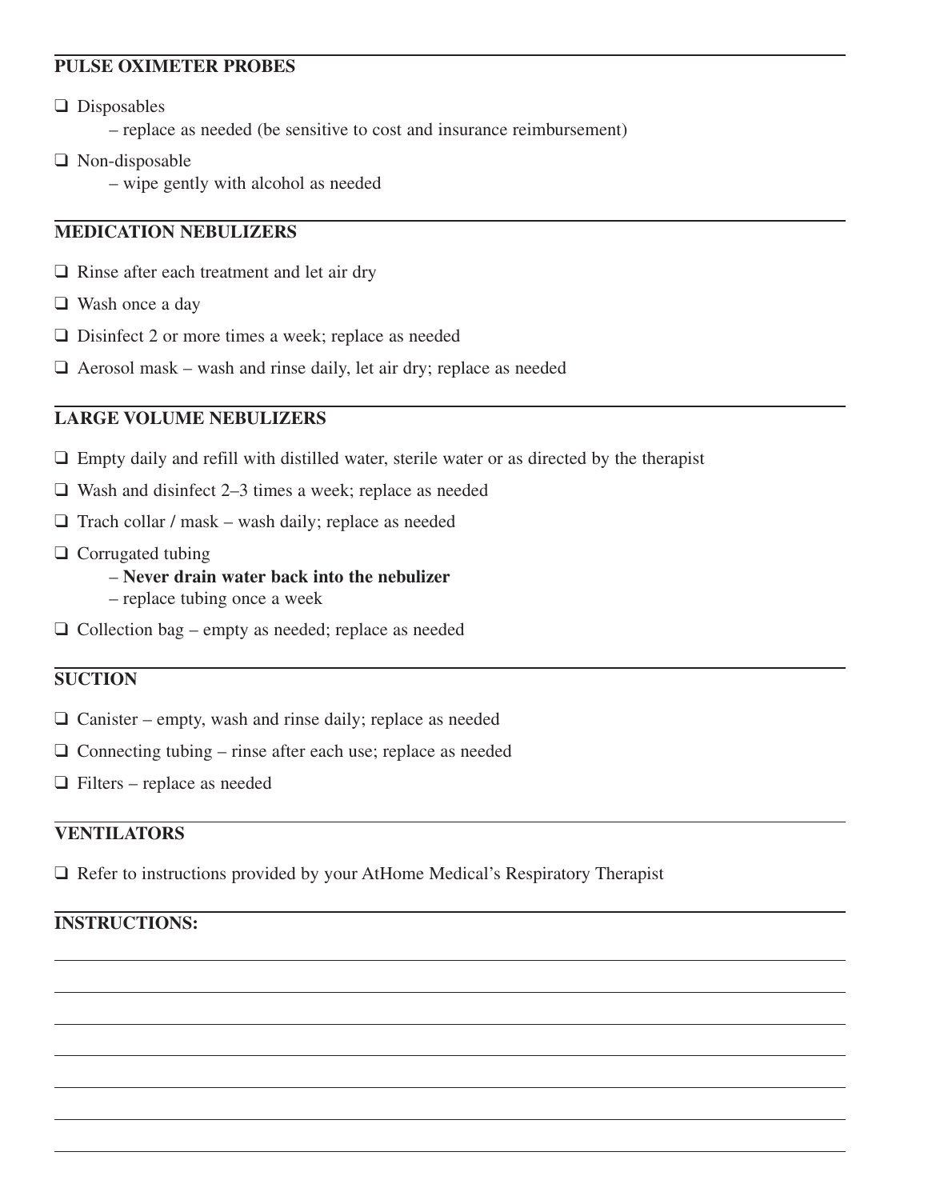## PULSE OXIMETER PROBES

- ❑ Disposables
  - – replace as needed (be sensitive to cost and insurance reimbursement)
- ❑ Non-disposable
  - – wipe gently with alcohol as needed

## MEDICATION NEBULIZERS

- ❑ Rinse after each treatment and let air dry
- ❑ Wash once a day
- ❑ Disinfect 2 or more times a week; replace as needed
- ❑ Aerosol mask – wash and rinse daily, let air dry; replace as needed

## LARGE VOLUME NEBULIZERS

- ❑ Empty daily and refill with distilled water, sterile water or as directed by the therapist
- ❑ Wash and disinfect 2–3 times a week; replace as needed
- ❑ Trach collar / mask – wash daily; replace as needed
- ❑ Corrugated tubing
  - – **Never drain water back into the nebulizer**
  - – replace tubing once a week
- ❑ Collection bag – empty as needed; replace as needed

## SUCTION

- ❑ Canister – empty, wash and rinse daily; replace as needed
- ❑ Connecting tubing – rinse after each use; replace as needed
- ❑ Filters – replace as needed

## VENTILATORS

- ❑ Refer to instructions provided by your AtHome Medical's Respiratory Therapist

## INSTRUCTIONS: